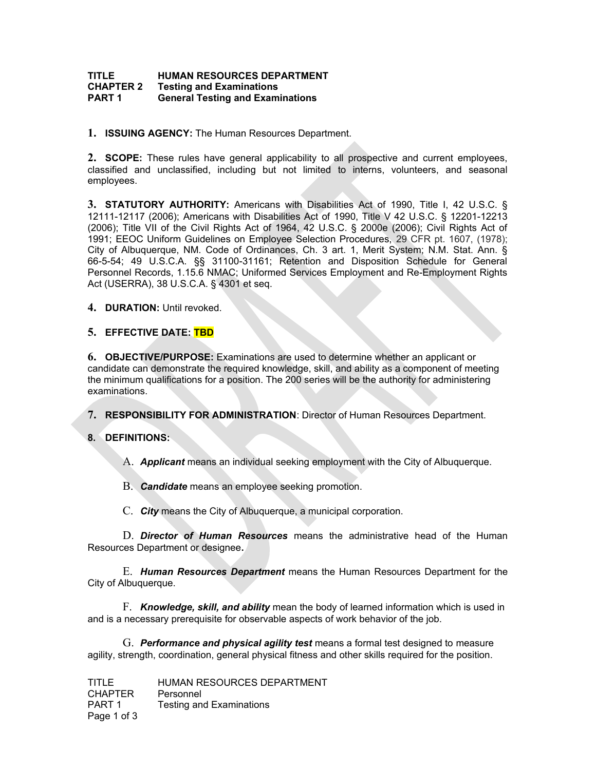**TITLE HUMAN RESOURCES DEPARTMENT**
**CHAPTER 2 Testing and Examinations**
**PART 1 General Testing and Examinations**

**1. ISSUING AGENCY:** The Human Resources Department.

**2. SCOPE:** These rules have general applicability to all prospective and current employees, classified and unclassified, including but not limited to interns, volunteers, and seasonal employees.

**3. STATUTORY AUTHORITY:** Americans with Disabilities Act of 1990, Title I, 42 U.S.C. § 12111-12117 (2006); Americans with Disabilities Act of 1990, Title V 42 U.S.C. § 12201-12213 (2006); Title VII of the Civil Rights Act of 1964, 42 U.S.C. § 2000e (2006); Civil Rights Act of 1991; EEOC Uniform Guidelines on Employee Selection Procedures, 29 CFR pt. 1607, (1978); City of Albuquerque, NM. Code of Ordinances, Ch. 3 art. 1, Merit System; N.M. Stat. Ann. § 66-5-54; 49 U.S.C.A. §§ 31100-31161; Retention and Disposition Schedule for General Personnel Records, 1.15.6 NMAC; Uniformed Services Employment and Re-Employment Rights Act (USERRA), 38 U.S.C.A. § 4301 et seq.

**4. DURATION:** Until revoked.

**5. EFFECTIVE DATE: TBD**

**6. OBJECTIVE/PURPOSE:** Examinations are used to determine whether an applicant or candidate can demonstrate the required knowledge, skill, and ability as a component of meeting the minimum qualifications for a position. The 200 series will be the authority for administering examinations.

**7. RESPONSIBILITY FOR ADMINISTRATION**: Director of Human Resources Department.

**8. DEFINITIONS:**

A. ***Applicant*** means an individual seeking employment with the City of Albuquerque.

B. ***Candidate*** means an employee seeking promotion.

C. ***City*** means the City of Albuquerque, a municipal corporation.

D. ***Director of Human Resources*** means the administrative head of the Human Resources Department or designee**.**

E. ***Human Resources Department*** means the Human Resources Department for the City of Albuquerque.

F. ***Knowledge, skill, and ability*** mean the body of learned information which is used in and is a necessary prerequisite for observable aspects of work behavior of the job.

G. ***Performance and physical agility test*** means a formal test designed to measure agility, strength, coordination, general physical fitness and other skills required for the position.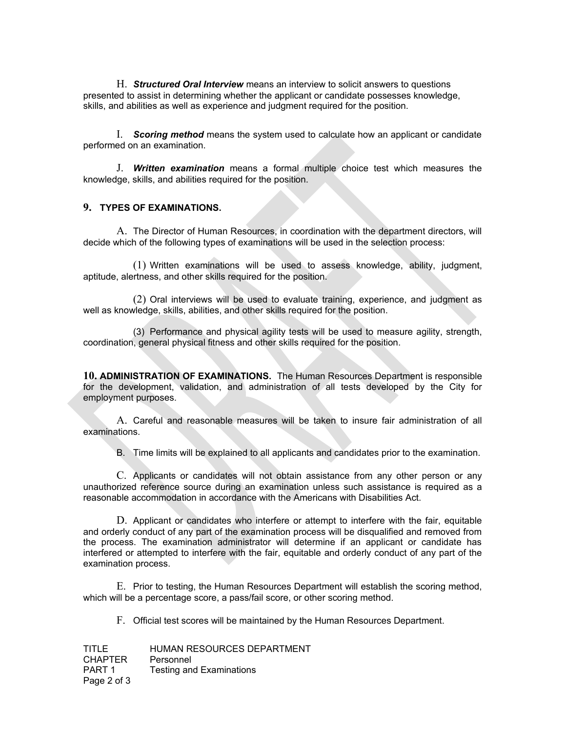H. ***Structured Oral Interview*** means an interview to solicit answers to questions presented to assist in determining whether the applicant or candidate possesses knowledge, skills, and abilities as well as experience and judgment required for the position.

I. ***Scoring method*** means the system used to calculate how an applicant or candidate performed on an examination.

J. ***Written examination*** means a formal multiple choice test which measures the knowledge, skills, and abilities required for the position.

## 9. TYPES OF EXAMINATIONS.

A. The Director of Human Resources, in coordination with the department directors, will decide which of the following types of examinations will be used in the selection process:

(1) Written examinations will be used to assess knowledge, ability, judgment, aptitude, alertness, and other skills required for the position.

(2) Oral interviews will be used to evaluate training, experience, and judgment as well as knowledge, skills, abilities, and other skills required for the position.

(3) Performance and physical agility tests will be used to measure agility, strength, coordination, general physical fitness and other skills required for the position.

**10. ADMINISTRATION OF EXAMINATIONS.** The Human Resources Department is responsible for the development, validation, and administration of all tests developed by the City for employment purposes.

A. Careful and reasonable measures will be taken to insure fair administration of all examinations.

B. Time limits will be explained to all applicants and candidates prior to the examination.

C. Applicants or candidates will not obtain assistance from any other person or any unauthorized reference source during an examination unless such assistance is required as a reasonable accommodation in accordance with the Americans with Disabilities Act.

D. Applicant or candidates who interfere or attempt to interfere with the fair, equitable and orderly conduct of any part of the examination process will be disqualified and removed from the process. The examination administrator will determine if an applicant or candidate has interfered or attempted to interfere with the fair, equitable and orderly conduct of any part of the examination process.

E. Prior to testing, the Human Resources Department will establish the scoring method, which will be a percentage score, a pass/fail score, or other scoring method.

F. Official test scores will be maintained by the Human Resources Department.